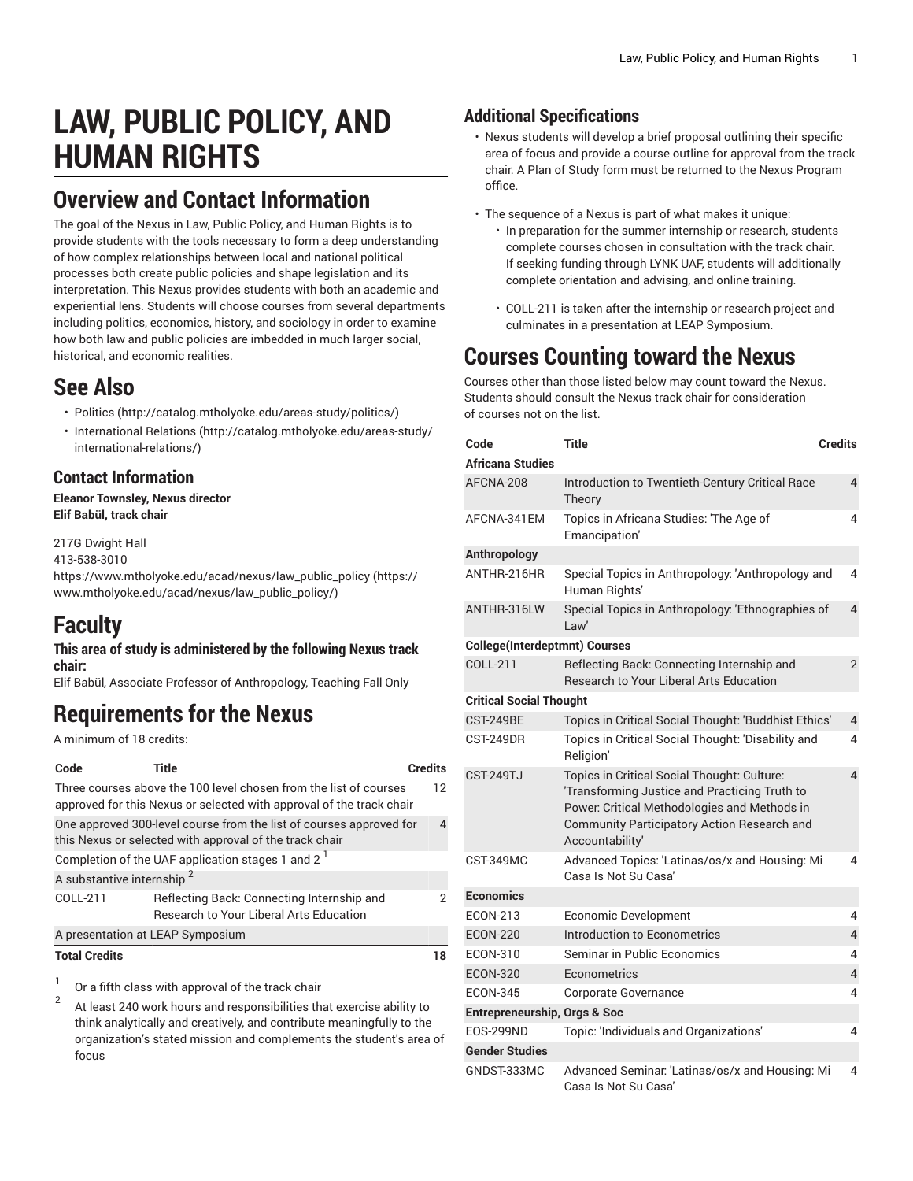# LAW, PUBLIC POLICY, AND HUMAN RIGHTS

## Overview and Contact Information

The goal of the Nexus in Law, Public Policy, and Human Rights is to provide students with the tools necessary to form a deep understanding of how complex relationships between local and national political processes both create public policies and shape legislation and its interpretation. This Nexus provides students with both an academic and experiential lens. Students will choose courses from several departments including politics, economics, history, and sociology in order to examine how both law and public policies are imbedded in much larger social, historical, and economic realities.

## See Also

- Politics (http://catalog.mtholyoke.edu/areas-study/politics/)
- International Relations (http://catalog.mtholyoke.edu/areas-study/international-relations/)

### Contact Information

**Eleanor Townsley, Nexus director**
**Elif Babül, track chair**

217G Dwight Hall
413-538-3010
https://www.mtholyoke.edu/acad/nexus/law_public_policy (https://www.mtholyoke.edu/acad/nexus/law_public_policy/)

## Faculty

### This area of study is administered by the following Nexus track chair:

Elif Babül, Associate Professor of Anthropology, Teaching Fall Only

## Requirements for the Nexus

A minimum of 18 credits:

| Code | Title | Credits |
|---|---|---|
| Three courses above the 100 level chosen from the list of courses approved for this Nexus or selected with approval of the track chair | | 12 |
| One approved 300-level course from the list of courses approved for this Nexus or selected with approval of the track chair | | 4 |
| Completion of the UAF application stages 1 and 2 [1] | | |
| A substantive internship [2] | | |
| COLL-211 | Reflecting Back: Connecting Internship and Research to Your Liberal Arts Education | 2 |
| A presentation at LEAP Symposium | | |
| **Total Credits** | | **18** |

1. Or a fifth class with approval of the track chair
2. At least 240 work hours and responsibilities that exercise ability to think analytically and creatively, and contribute meaningfully to the organization's stated mission and complements the student's area of focus

### Additional Specifications

- Nexus students will develop a brief proposal outlining their specific area of focus and provide a course outline for approval from the track chair. A Plan of Study form must be returned to the Nexus Program office.
- The sequence of a Nexus is part of what makes it unique:
  - In preparation for the summer internship or research, students complete courses chosen in consultation with the track chair. If seeking funding through LYNK UAF, students will additionally complete orientation and advising, and online training.
  - COLL-211 is taken after the internship or research project and culminates in a presentation at LEAP Symposium.

## Courses Counting toward the Nexus

Courses other than those listed below may count toward the Nexus. Students should consult the Nexus track chair for consideration of courses not on the list.

| Code | Title | Credits |
|---|---|---|
| **Africana Studies** | | |
| AFCNA-208 | Introduction to Twentieth-Century Critical Race Theory | 4 |
| AFCNA-341EM | Topics in Africana Studies: 'The Age of Emancipation' | 4 |
| **Anthropology** | | |
| ANTHR-216HR | Special Topics in Anthropology: 'Anthropology and Human Rights' | 4 |
| ANTHR-316LW | Special Topics in Anthropology: 'Ethnographies of Law' | 4 |
| **College(Interdeptmnt) Courses** | | |
| COLL-211 | Reflecting Back: Connecting Internship and Research to Your Liberal Arts Education | 2 |
| **Critical Social Thought** | | |
| CST-249BE | Topics in Critical Social Thought: 'Buddhist Ethics' | 4 |
| CST-249DR | Topics in Critical Social Thought: 'Disability and Religion' | 4 |
| CST-249TJ | Topics in Critical Social Thought: Culture: 'Transforming Justice and Practicing Truth to Power: Critical Methodologies and Methods in Community Participatory Action Research and Accountability' | 4 |
| CST-349MC | Advanced Topics: 'Latinas/os/x and Housing: Mi Casa Is Not Su Casa' | 4 |
| **Economics** | | |
| ECON-213 | Economic Development | 4 |
| ECON-220 | Introduction to Econometrics | 4 |
| ECON-310 | Seminar in Public Economics | 4 |
| ECON-320 | Econometrics | 4 |
| ECON-345 | Corporate Governance | 4 |
| **Entrepreneurship, Orgs & Soc** | | |
| EOS-299ND | Topic: 'Individuals and Organizations' | 4 |
| **Gender Studies** | | |
| GNDST-333MC | Advanced Seminar: 'Latinas/os/x and Housing: Mi Casa Is Not Su Casa' | 4 |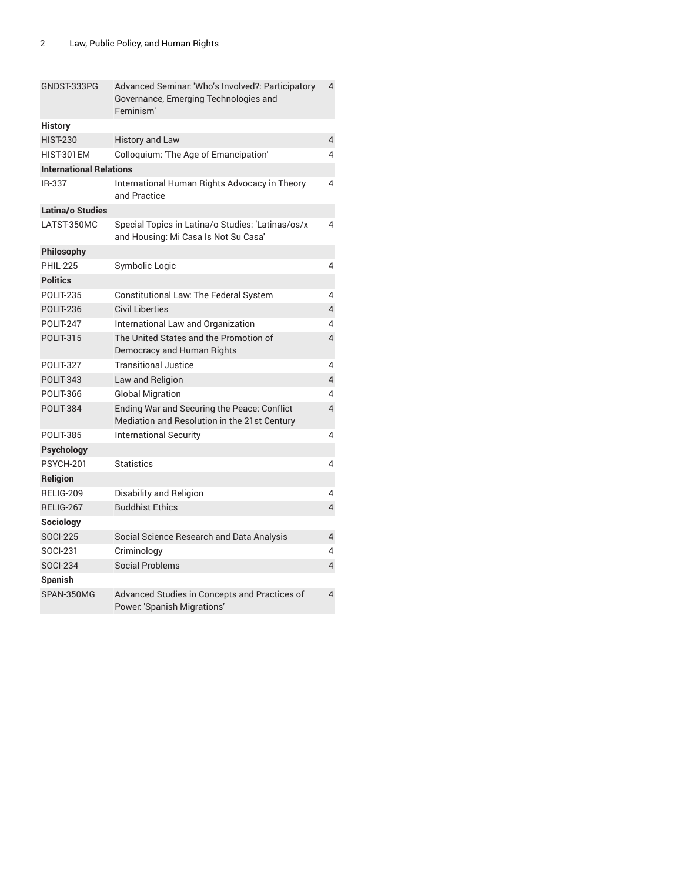| | | |
|---|---|---|
| GNDST-333PG | Advanced Seminar: 'Who's Involved?: Participatory Governance, Emerging Technologies and Feminism' | 4 |
| **History** | | |
| HIST-230 | History and Law | 4 |
| HIST-301EM | Colloquium: 'The Age of Emancipation' | 4 |
| **International Relations** | | |
| IR-337 | International Human Rights Advocacy in Theory and Practice | 4 |
| **Latina/o Studies** | | |
| LATST-350MC | Special Topics in Latina/o Studies: 'Latinas/os/x and Housing: Mi Casa Is Not Su Casa' | 4 |
| **Philosophy** | | |
| PHIL-225 | Symbolic Logic | 4 |
| **Politics** | | |
| POLIT-235 | Constitutional Law: The Federal System | 4 |
| POLIT-236 | Civil Liberties | 4 |
| POLIT-247 | International Law and Organization | 4 |
| POLIT-315 | The United States and the Promotion of Democracy and Human Rights | 4 |
| POLIT-327 | Transitional Justice | 4 |
| POLIT-343 | Law and Religion | 4 |
| POLIT-366 | Global Migration | 4 |
| POLIT-384 | Ending War and Securing the Peace: Conflict Mediation and Resolution in the 21st Century | 4 |
| POLIT-385 | International Security | 4 |
| **Psychology** | | |
| PSYCH-201 | Statistics | 4 |
| **Religion** | | |
| RELIG-209 | Disability and Religion | 4 |
| RELIG-267 | Buddhist Ethics | 4 |
| **Sociology** | | |
| SOCI-225 | Social Science Research and Data Analysis | 4 |
| SOCI-231 | Criminology | 4 |
| SOCI-234 | Social Problems | 4 |
| **Spanish** | | |
| SPAN-350MG | Advanced Studies in Concepts and Practices of Power: 'Spanish Migrations' | 4 |